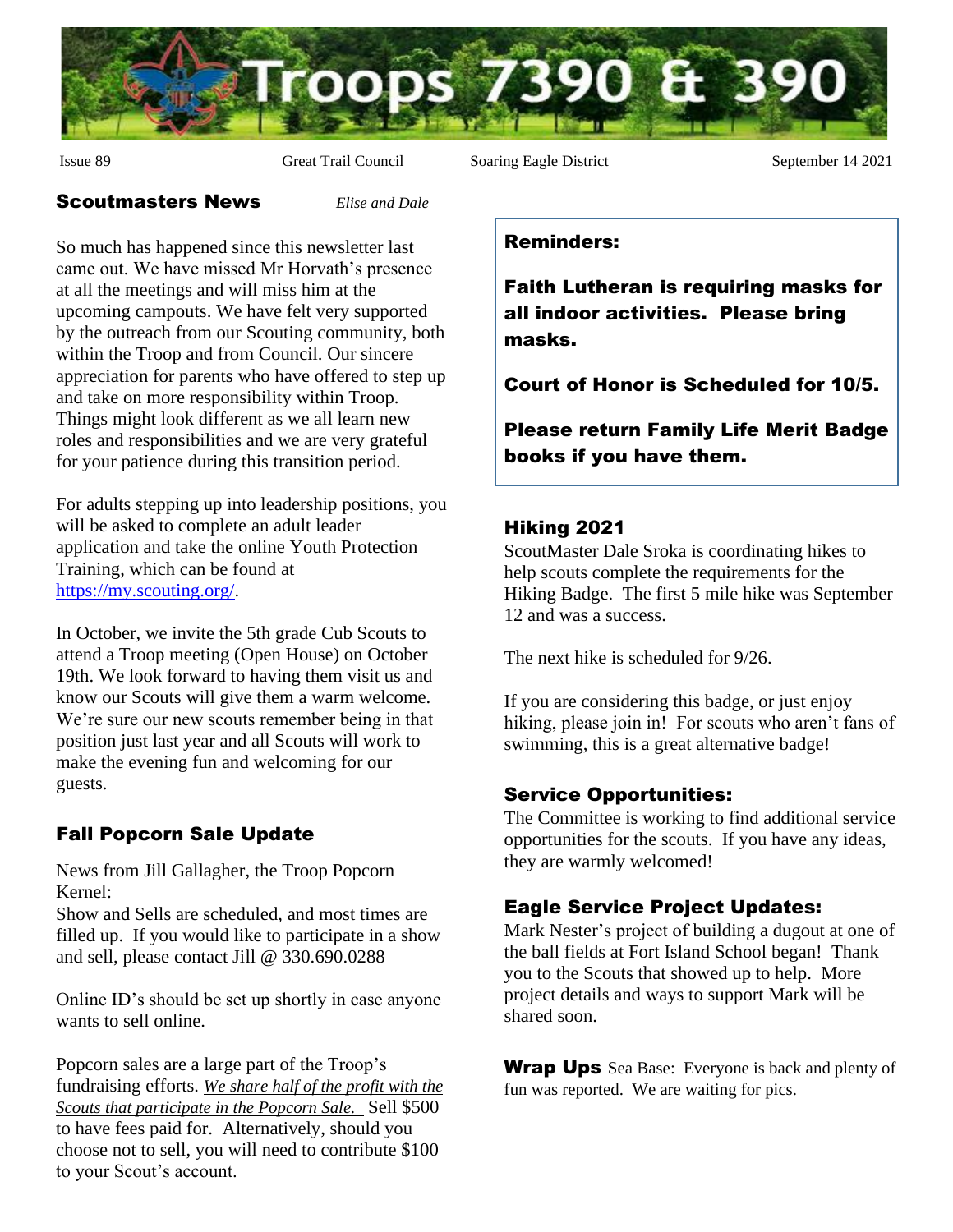# Troops 7390 & 390

Issue 89 | Great Trail Council | Soaring Eagle District | September 14 2021

## Scoutmasters News

*Elise and Dale*

So much has happened since this newsletter last came out. We have missed Mr Horvath's presence at all the meetings and will miss him at the upcoming campouts. We have felt very supported by the outreach from our Scouting community, both within the Troop and from Council. Our sincere appreciation for parents who have offered to step up and take on more responsibility within Troop. Things might look different as we all learn new roles and responsibilities and we are very grateful for your patience during this transition period.

For adults stepping up into leadership positions, you will be asked to complete an adult leader application and take the online Youth Protection Training, which can be found at https://my.scouting.org/.

In October, we invite the 5th grade Cub Scouts to attend a Troop meeting (Open House) on October 19th. We look forward to having them visit us and know our Scouts will give them a warm welcome. We're sure our new scouts remember being in that position just last year and all Scouts will work to make the evening fun and welcoming for our guests.

## Fall Popcorn Sale Update

News from Jill Gallagher, the Troop Popcorn Kernel:

Show and Sells are scheduled, and most times are filled up. If you would like to participate in a show and sell, please contact Jill @ 330.690.0288

Online ID's should be set up shortly in case anyone wants to sell online.

Popcorn sales are a large part of the Troop's fundraising efforts. *We share half of the profit with the Scouts that participate in the Popcorn Sale.* Sell $500 to have fees paid for. Alternatively, should you choose not to sell, you will need to contribute $100 to your Scout's account.

## Reminders:

**Faith Lutheran is requiring masks for all indoor activities. Please bring masks.**

**Court of Honor is Scheduled for 10/5.**

**Please return Family Life Merit Badge books if you have them.**

## Hiking 2021

ScoutMaster Dale Sroka is coordinating hikes to help scouts complete the requirements for the Hiking Badge. The first 5 mile hike was September 12 and was a success.

The next hike is scheduled for 9/26.

If you are considering this badge, or just enjoy hiking, please join in! For scouts who aren't fans of swimming, this is a great alternative badge!

## Service Opportunities:

The Committee is working to find additional service opportunities for the scouts. If you have any ideas, they are warmly welcomed!

## Eagle Service Project Updates:

Mark Nester's project of building a dugout at one of the ball fields at Fort Island School began! Thank you to the Scouts that showed up to help. More project details and ways to support Mark will be shared soon.

**Wrap Ups** Sea Base: Everyone is back and plenty of fun was reported. We are waiting for pics.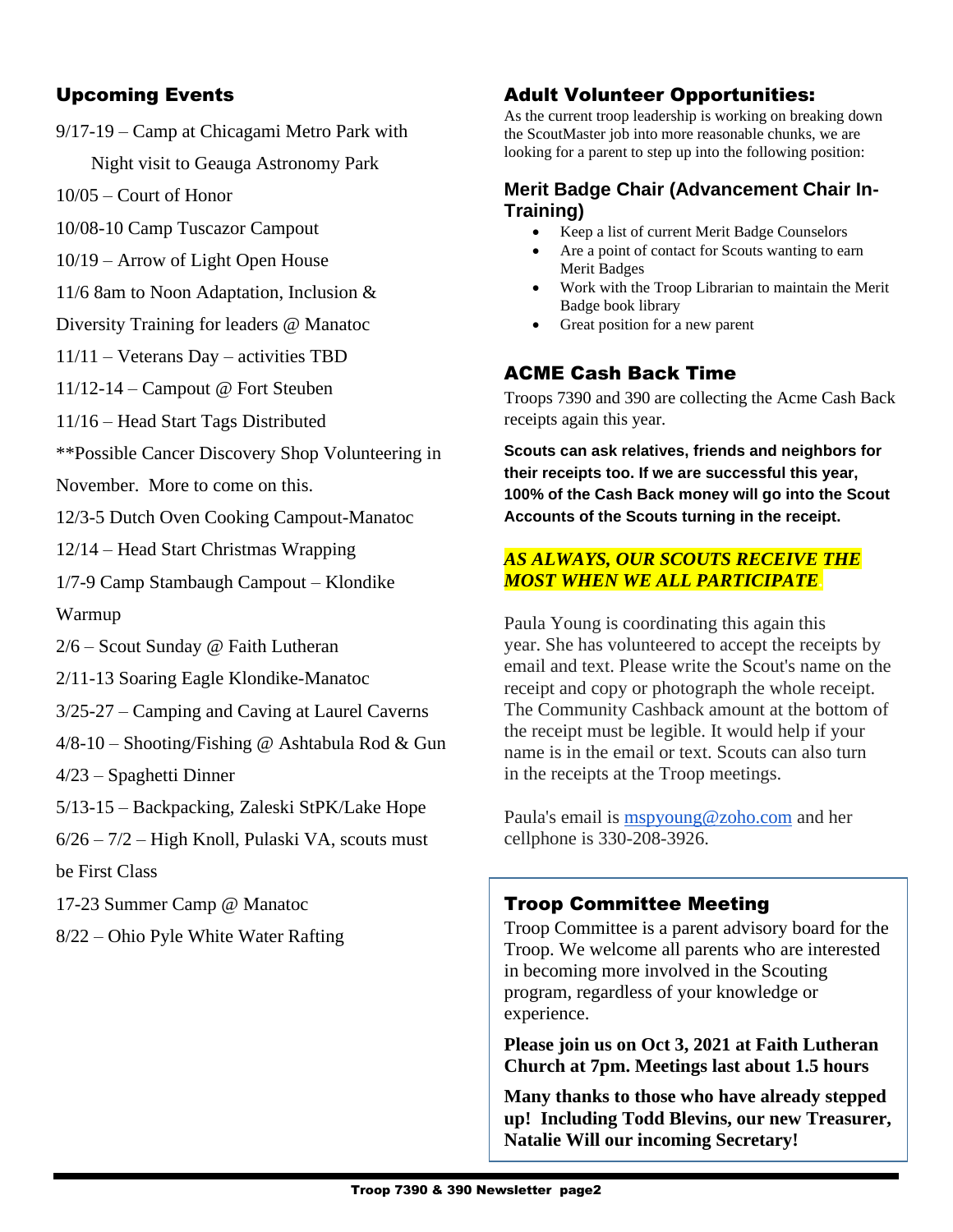## Upcoming Events

9/17-19 – Camp at Chicagami Metro Park with Night visit to Geauga Astronomy Park

10/05 – Court of Honor

10/08-10 Camp Tuscazor Campout

10/19 – Arrow of Light Open House

11/6 8am to Noon Adaptation, Inclusion & Diversity Training for leaders @ Manatoc

11/11 – Veterans Day – activities TBD

11/12-14 – Campout @ Fort Steuben

11/16 – Head Start Tags Distributed

**Possible Cancer Discovery Shop Volunteering in November. More to come on this.

12/3-5 Dutch Oven Cooking Campout-Manatoc

12/14 – Head Start Christmas Wrapping

1/7-9 Camp Stambaugh Campout – Klondike Warmup

2/6 – Scout Sunday @ Faith Lutheran

2/11-13 Soaring Eagle Klondike-Manatoc

3/25-27 – Camping and Caving at Laurel Caverns

4/8-10 – Shooting/Fishing @ Ashtabula Rod & Gun

4/23 – Spaghetti Dinner

5/13-15 – Backpacking, Zaleski StPK/Lake Hope

6/26 – 7/2 – High Knoll, Pulaski VA, scouts must be First Class

17-23 Summer Camp @ Manatoc

8/22 – Ohio Pyle White Water Rafting

## Adult Volunteer Opportunities:

As the current troop leadership is working on breaking down the ScoutMaster job into more reasonable chunks, we are looking for a parent to step up into the following position:

### Merit Badge Chair (Advancement Chair In-Training)

- Keep a list of current Merit Badge Counselors
- Are a point of contact for Scouts wanting to earn Merit Badges
- Work with the Troop Librarian to maintain the Merit Badge book library
- Great position for a new parent

## ACME Cash Back Time

Troops 7390 and 390 are collecting the Acme Cash Back receipts again this year.

**Scouts can ask relatives, friends and neighbors for their receipts too. If we are successful this year, 100% of the Cash Back money will go into the Scout Accounts of the Scouts turning in the receipt.**

***AS ALWAYS, OUR SCOUTS RECEIVE THE MOST WHEN WE ALL PARTICIPATE***

Paula Young is coordinating this again this year. She has volunteered to accept the receipts by email and text. Please write the Scout's name on the receipt and copy or photograph the whole receipt. The Community Cashback amount at the bottom of the receipt must be legible. It would help if your name is in the email or text. Scouts can also turn in the receipts at the Troop meetings.

Paula's email is mspyoung@zoho.com and her cellphone is 330-208-3926.

## Troop Committee Meeting

Troop Committee is a parent advisory board for the Troop. We welcome all parents who are interested in becoming more involved in the Scouting program, regardless of your knowledge or experience.

**Please join us on Oct 3, 2021 at Faith Lutheran Church at 7pm. Meetings last about 1.5 hours**

**Many thanks to those who have already stepped up! Including Todd Blevins, our new Treasurer, Natalie Will our incoming Secretary!**